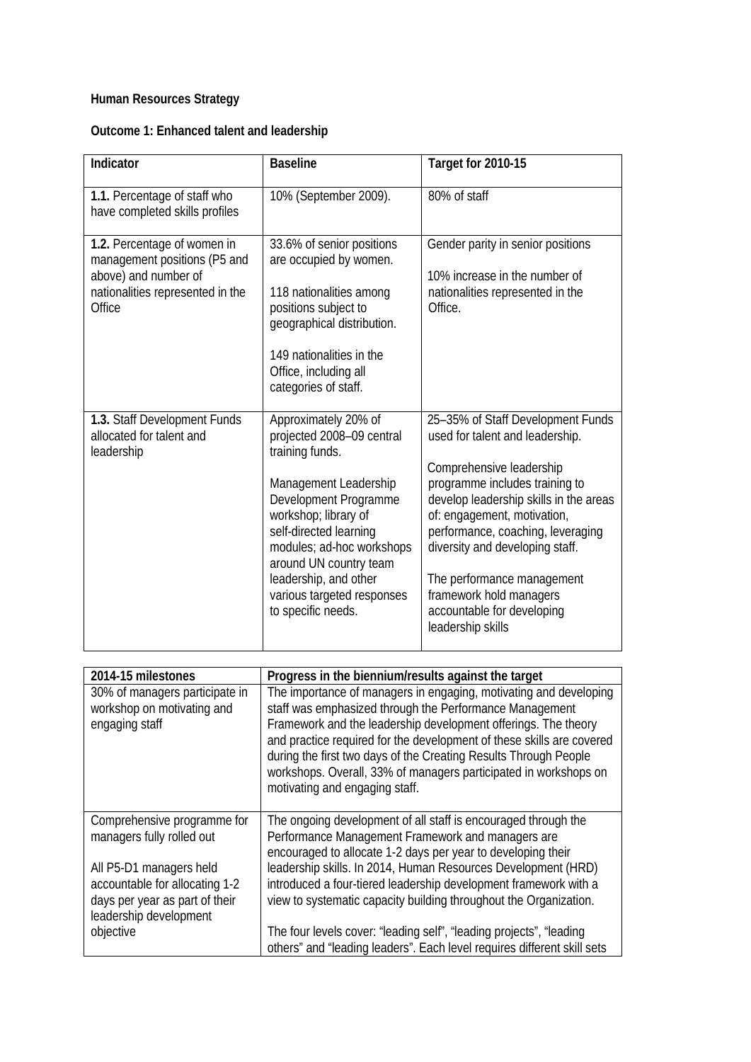**Human Resources Strategy**

**Outcome 1: Enhanced talent and leadership**

| Indicator | Baseline | Target for 2010-15 |
|---|---|---|
| **1.1.** Percentage of staff who have completed skills profiles | 10% (September 2009). | 80% of staff |
| **1.2.** Percentage of women in management positions (P5 and above) and number of nationalities represented in the Office | 33.6% of senior positions are occupied by women.<br><br>118 nationalities among positions subject to geographical distribution.<br><br>149 nationalities in the Office, including all categories of staff. | Gender parity in senior positions<br><br>10% increase in the number of nationalities represented in the Office. |
| **1.3.** Staff Development Funds allocated for talent and leadership | Approximately 20% of projected 2008–09 central training funds.<br><br>Management Leadership Development Programme workshop; library of self-directed learning modules; ad-hoc workshops around UN country team leadership, and other various targeted responses to specific needs. | 25–35% of Staff Development Funds used for talent and leadership.<br><br>Comprehensive leadership programme includes training to develop leadership skills in the areas of: engagement, motivation, performance, coaching, leveraging diversity and developing staff.<br><br>The performance management framework hold managers accountable for developing leadership skills |

| 2014-15 milestones | Progress in the biennium/results against the target |
|---|---|
| 30% of managers participate in workshop on motivating and engaging staff | The importance of managers in engaging, motivating and developing staff was emphasized through the Performance Management Framework and the leadership development offerings. The theory and practice required for the development of these skills are covered during the first two days of the Creating Results Through People workshops. Overall, 33% of managers participated in workshops on motivating and engaging staff. |
| Comprehensive programme for managers fully rolled out<br><br>All P5-D1 managers held accountable for allocating 1-2 days per year as part of their leadership development objective | The ongoing development of all staff is encouraged through the Performance Management Framework and managers are encouraged to allocate 1-2 days per year to developing their leadership skills. In 2014, Human Resources Development (HRD) introduced a four-tiered leadership development framework with a view to systematic capacity building throughout the Organization.<br><br>The four levels cover: "leading self", "leading projects", "leading others" and "leading leaders". Each level requires different skill sets |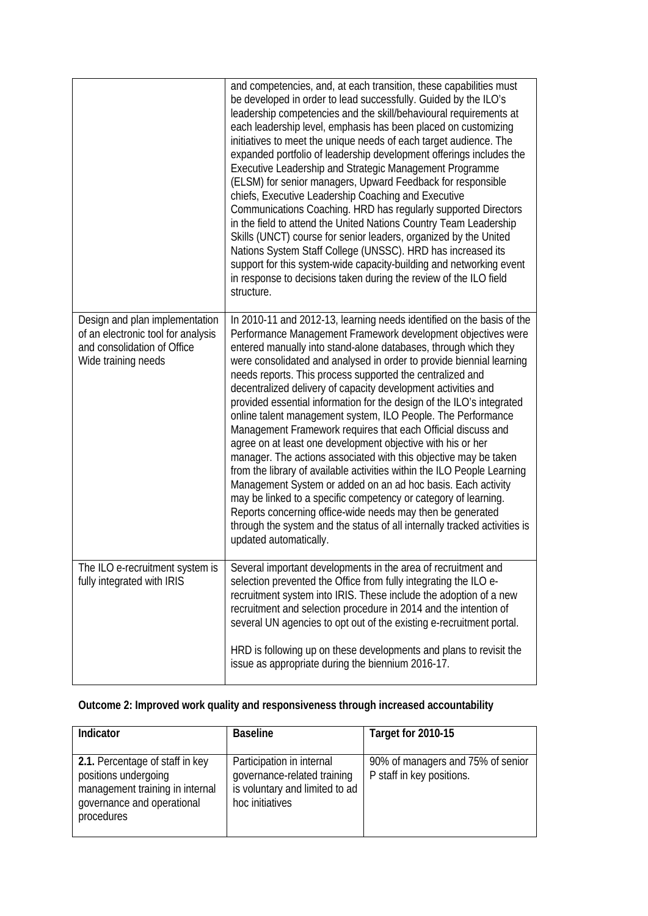| | |
|---|---|
| | and competencies, and, at each transition, these capabilities must be developed in order to lead successfully. Guided by the ILO's leadership competencies and the skill/behavioural requirements at each leadership level, emphasis has been placed on customizing initiatives to meet the unique needs of each target audience. The expanded portfolio of leadership development offerings includes the Executive Leadership and Strategic Management Programme (ELSM) for senior managers, Upward Feedback for responsible chiefs, Executive Leadership Coaching and Executive Communications Coaching. HRD has regularly supported Directors in the field to attend the United Nations Country Team Leadership Skills (UNCT) course for senior leaders, organized by the United Nations System Staff College (UNSSC). HRD has increased its support for this system-wide capacity-building and networking event in response to decisions taken during the review of the ILO field structure. |
| Design and plan implementation of an electronic tool for analysis and consolidation of Office Wide training needs | In 2010-11 and 2012-13, learning needs identified on the basis of the Performance Management Framework development objectives were entered manually into stand-alone databases, through which they were consolidated and analysed in order to provide biennial learning needs reports. This process supported the centralized and decentralized delivery of capacity development activities and provided essential information for the design of the ILO's integrated online talent management system, ILO People. The Performance Management Framework requires that each Official discuss and agree on at least one development objective with his or her manager. The actions associated with this objective may be taken from the library of available activities within the ILO People Learning Management System or added on an ad hoc basis. Each activity may be linked to a specific competency or category of learning. Reports concerning office-wide needs may then be generated through the system and the status of all internally tracked activities is updated automatically. |
| The ILO e-recruitment system is fully integrated with IRIS | Several important developments in the area of recruitment and selection prevented the Office from fully integrating the ILO e-recruitment system into IRIS. These include the adoption of a new recruitment and selection procedure in 2014 and the intention of several UN agencies to opt out of the existing e-recruitment portal.<br><br>HRD is following up on these developments and plans to revisit the issue as appropriate during the biennium 2016-17. |

**Outcome 2: Improved work quality and responsiveness through increased accountability**

| Indicator | Baseline | Target for 2010-15 |
|---|---|---|
| **2.1.** Percentage of staff in key positions undergoing management training in internal governance and operational procedures | Participation in internal governance-related training is voluntary and limited to ad hoc initiatives | 90% of managers and 75% of senior P staff in key positions. |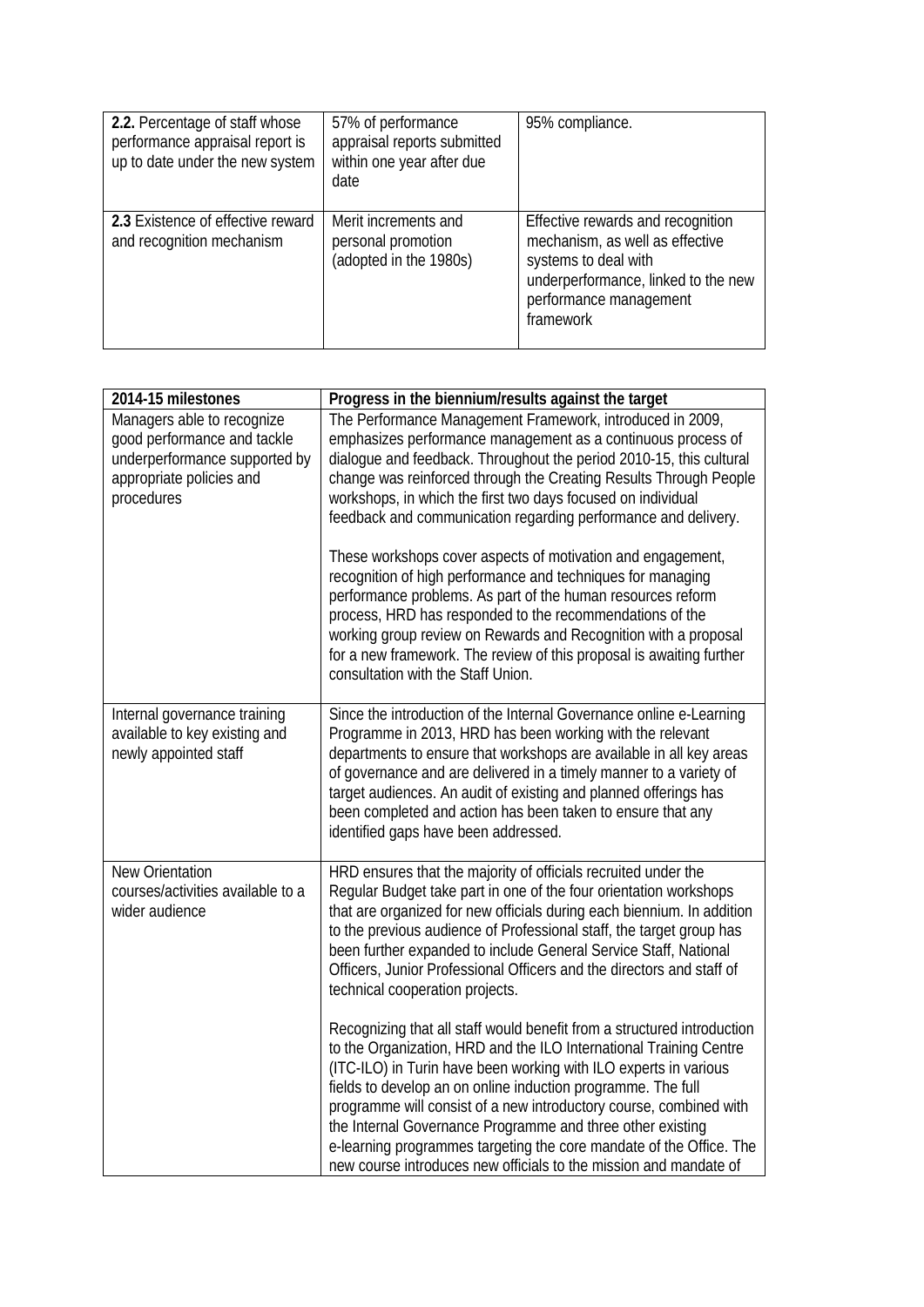| | | |
|---|---|---|
| **2.2.** Percentage of staff whose performance appraisal report is up to date under the new system | 57% of performance appraisal reports submitted within one year after due date | 95% compliance. |
| **2.3** Existence of effective reward and recognition mechanism | Merit increments and personal promotion (adopted in the 1980s) | Effective rewards and recognition mechanism, as well as effective systems to deal with underperformance, linked to the new performance management framework |

| 2014-15 milestones | Progress in the biennium/results against the target |
|---|---|
| Managers able to recognize good performance and tackle underperformance supported by appropriate policies and procedures | The Performance Management Framework, introduced in 2009, emphasizes performance management as a continuous process of dialogue and feedback. Throughout the period 2010-15, this cultural change was reinforced through the Creating Results Through People workshops, in which the first two days focused on individual feedback and communication regarding performance and delivery.<br><br>These workshops cover aspects of motivation and engagement, recognition of high performance and techniques for managing performance problems. As part of the human resources reform process, HRD has responded to the recommendations of the working group review on Rewards and Recognition with a proposal for a new framework. The review of this proposal is awaiting further consultation with the Staff Union. |
| Internal governance training available to key existing and newly appointed staff | Since the introduction of the Internal Governance online e-Learning Programme in 2013, HRD has been working with the relevant departments to ensure that workshops are available in all key areas of governance and are delivered in a timely manner to a variety of target audiences. An audit of existing and planned offerings has been completed and action has been taken to ensure that any identified gaps have been addressed. |
| New Orientation courses/activities available to a wider audience | HRD ensures that the majority of officials recruited under the Regular Budget take part in one of the four orientation workshops that are organized for new officials during each biennium. In addition to the previous audience of Professional staff, the target group has been further expanded to include General Service Staff, National Officers, Junior Professional Officers and the directors and staff of technical cooperation projects.<br><br>Recognizing that all staff would benefit from a structured introduction to the Organization, HRD and the ILO International Training Centre (ITC-ILO) in Turin have been working with ILO experts in various fields to develop an on online induction programme. The full programme will consist of a new introductory course, combined with the Internal Governance Programme and three other existing e-learning programmes targeting the core mandate of the Office. The new course introduces new officials to the mission and mandate of |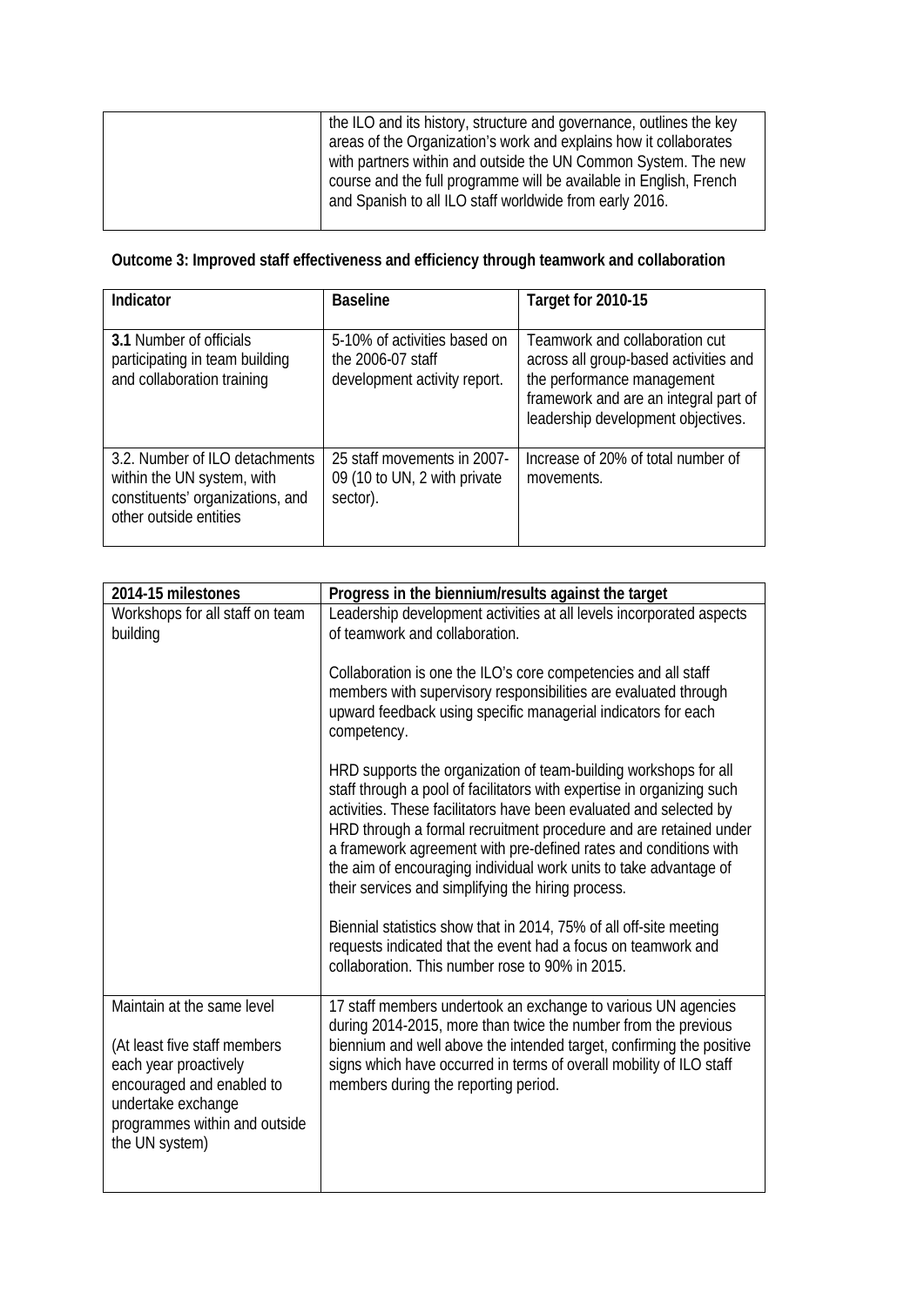| | the ILO and its history, structure and governance, outlines the key areas of the Organization's work and explains how it collaborates with partners within and outside the UN Common System. The new course and the full programme will be available in English, French and Spanish to all ILO staff worldwide from early 2016. |
|---|---|

**Outcome 3: Improved staff effectiveness and efficiency through teamwork and collaboration**

| Indicator | Baseline | Target for 2010-15 |
|---|---|---|
| **3.1** Number of officials participating in team building and collaboration training | 5-10% of activities based on the 2006-07 staff development activity report. | Teamwork and collaboration cut across all group-based activities and the performance management framework and are an integral part of leadership development objectives. |
| 3.2. Number of ILO detachments within the UN system, with constituents' organizations, and other outside entities | 25 staff movements in 2007-09 (10 to UN, 2 with private sector). | Increase of 20% of total number of movements. |

| 2014-15 milestones | Progress in the biennium/results against the target |
|---|---|
| Workshops for all staff on team building | Leadership development activities at all levels incorporated aspects of teamwork and collaboration.<br><br>Collaboration is one the ILO's core competencies and all staff members with supervisory responsibilities are evaluated through upward feedback using specific managerial indicators for each competency.<br><br>HRD supports the organization of team-building workshops for all staff through a pool of facilitators with expertise in organizing such activities. These facilitators have been evaluated and selected by HRD through a formal recruitment procedure and are retained under a framework agreement with pre-defined rates and conditions with the aim of encouraging individual work units to take advantage of their services and simplifying the hiring process.<br><br>Biennial statistics show that in 2014, 75% of all off-site meeting requests indicated that the event had a focus on teamwork and collaboration. This number rose to 90% in 2015. |
| Maintain at the same level<br><br>(At least five staff members each year proactively encouraged and enabled to undertake exchange programmes within and outside the UN system) | 17 staff members undertook an exchange to various UN agencies during 2014-2015, more than twice the number from the previous biennium and well above the intended target, confirming the positive signs which have occurred in terms of overall mobility of ILO staff members during the reporting period. |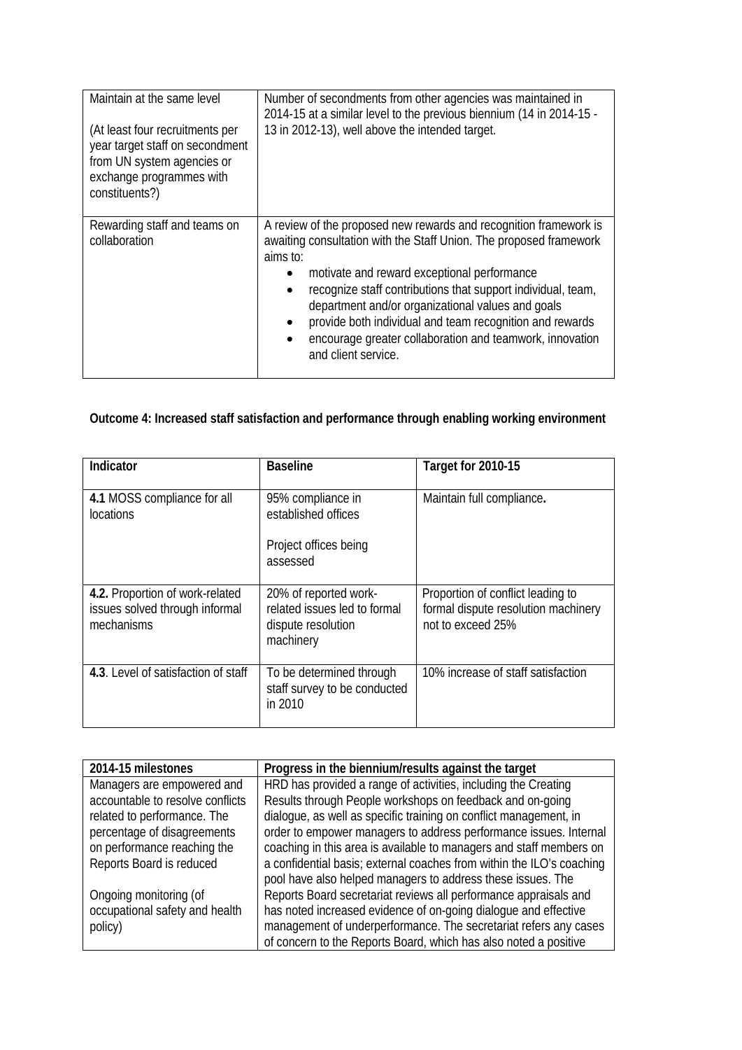| | |
|---|---|
| Maintain at the same level<br><br>(At least four recruitments per year target staff on secondment from UN system agencies or exchange programmes with constituents?) | Number of secondments from other agencies was maintained in 2014-15 at a similar level to the previous biennium (14 in 2014-15 - 13 in 2012-13), well above the intended target. |
| Rewarding staff and teams on collaboration | A review of the proposed new rewards and recognition framework is awaiting consultation with the Staff Union. The proposed framework aims to:<br>• motivate and reward exceptional performance<br>• recognize staff contributions that support individual, team, department and/or organizational values and goals<br>• provide both individual and team recognition and rewards<br>• encourage greater collaboration and teamwork, innovation and client service. |

**Outcome 4: Increased staff satisfaction and performance through enabling working environment**

| Indicator | Baseline | Target for 2010-15 |
|---|---|---|
| **4.1** MOSS compliance for all locations | 95% compliance in established offices<br><br>Project offices being assessed | Maintain full compliance**.** |
| **4.2.** Proportion of work-related issues solved through informal mechanisms | 20% of reported work-related issues led to formal dispute resolution machinery | Proportion of conflict leading to formal dispute resolution machinery not to exceed 25% |
| **4.3**. Level of satisfaction of staff | To be determined through staff survey to be conducted in 2010 | 10% increase of staff satisfaction |

| 2014-15 milestones | Progress in the biennium/results against the target |
|---|---|
| Managers are empowered and accountable to resolve conflicts related to performance. The percentage of disagreements on performance reaching the Reports Board is reduced<br><br>Ongoing monitoring (of occupational safety and health policy) | HRD has provided a range of activities, including the Creating Results through People workshops on feedback and on-going dialogue, as well as specific training on conflict management, in order to empower managers to address performance issues. Internal coaching in this area is available to managers and staff members on a confidential basis; external coaches from within the ILO's coaching pool have also helped managers to address these issues. The Reports Board secretariat reviews all performance appraisals and has noted increased evidence of on-going dialogue and effective management of underperformance. The secretariat refers any cases of concern to the Reports Board, which has also noted a positive |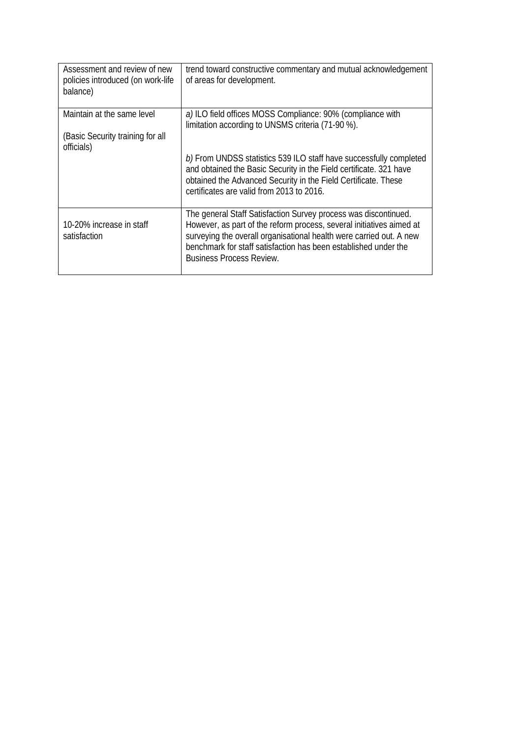| | |
|---|---|
| Assessment and review of new policies introduced (on work-life balance) | trend toward constructive commentary and mutual acknowledgement of areas for development. |
| Maintain at the same level<br><br>(Basic Security training for all officials) | *a)* ILO field offices MOSS Compliance: 90% (compliance with limitation according to UNSMS criteria (71-90 %).<br><br>*b)* From UNDSS statistics 539 ILO staff have successfully completed and obtained the Basic Security in the Field certificate. 321 have obtained the Advanced Security in the Field Certificate. These certificates are valid from 2013 to 2016. |
| 10-20% increase in staff satisfaction | The general Staff Satisfaction Survey process was discontinued. However, as part of the reform process, several initiatives aimed at surveying the overall organisational health were carried out. A new benchmark for staff satisfaction has been established under the Business Process Review. |